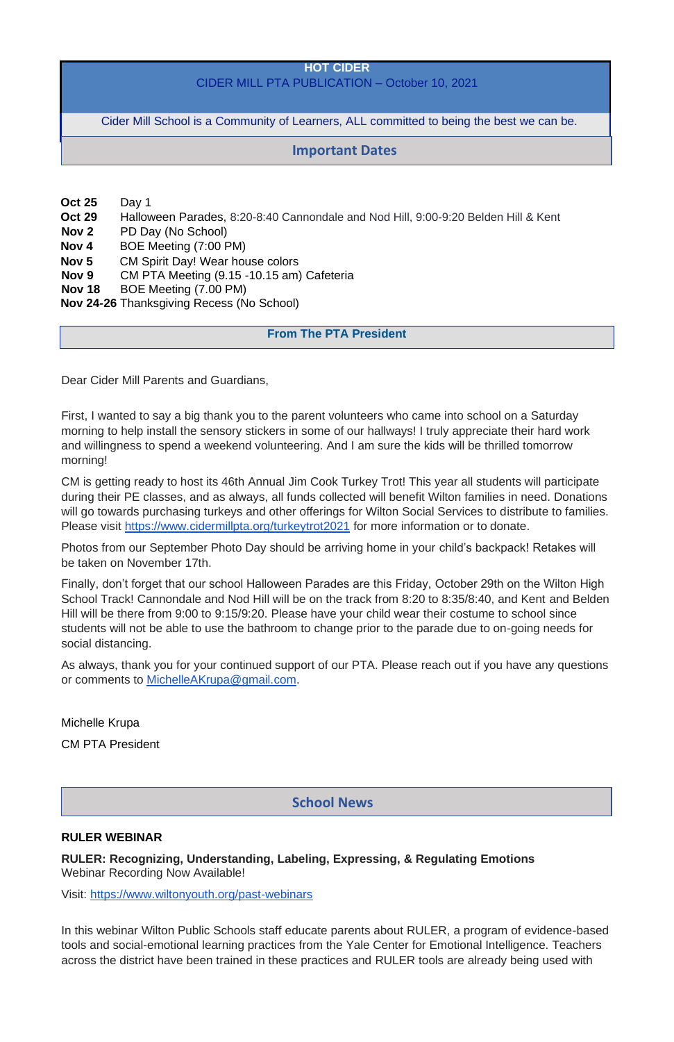# HOT CIDER

CIDER MILL PTA PUBLICATION – October 10, 2021

Cider Mill School is a Community of Learners, ALL committed to being the best we can be.

## Important Dates

**Oct 25** Day 1
**Oct 29** Halloween Parades, 8:20-8:40 Cannondale and Nod Hill, 9:00-9:20 Belden Hill & Kent
**Nov 2** PD Day (No School)
**Nov 4** BOE Meeting (7:00 PM)
**Nov 5** CM Spirit Day! Wear house colors
**Nov 9** CM PTA Meeting (9.15 -10.15 am) Cafeteria
**Nov 18** BOE Meeting (7.00 PM)
**Nov 24-26** Thanksgiving Recess (No School)

## From The PTA President

Dear Cider Mill Parents and Guardians,

First, I wanted to say a big thank you to the parent volunteers who came into school on a Saturday morning to help install the sensory stickers in some of our hallways! I truly appreciate their hard work and willingness to spend a weekend volunteering. And I am sure the kids will be thrilled tomorrow morning!

CM is getting ready to host its 46th Annual Jim Cook Turkey Trot! This year all students will participate during their PE classes, and as always, all funds collected will benefit Wilton families in need. Donations will go towards purchasing turkeys and other offerings for Wilton Social Services to distribute to families. Please visit https://www.cidermillpta.org/turkeytrot2021 for more information or to donate.

Photos from our September Photo Day should be arriving home in your child's backpack! Retakes will be taken on November 17th.

Finally, don't forget that our school Halloween Parades are this Friday, October 29th on the Wilton High School Track! Cannondale and Nod Hill will be on the track from 8:20 to 8:35/8:40, and Kent and Belden Hill will be there from 9:00 to 9:15/9:20. Please have your child wear their costume to school since students will not be able to use the bathroom to change prior to the parade due to on-going needs for social distancing.

As always, thank you for your continued support of our PTA. Please reach out if you have any questions or comments to MichelleAKrupa@gmail.com.

Michelle Krupa

CM PTA President

## School News

**RULER WEBINAR**

**RULER: Recognizing, Understanding, Labeling, Expressing, & Regulating Emotions**
Webinar Recording Now Available!

Visit: https://www.wiltonyouth.org/past-webinars

In this webinar Wilton Public Schools staff educate parents about RULER, a program of evidence-based tools and social-emotional learning practices from the Yale Center for Emotional Intelligence. Teachers across the district have been trained in these practices and RULER tools are already being used with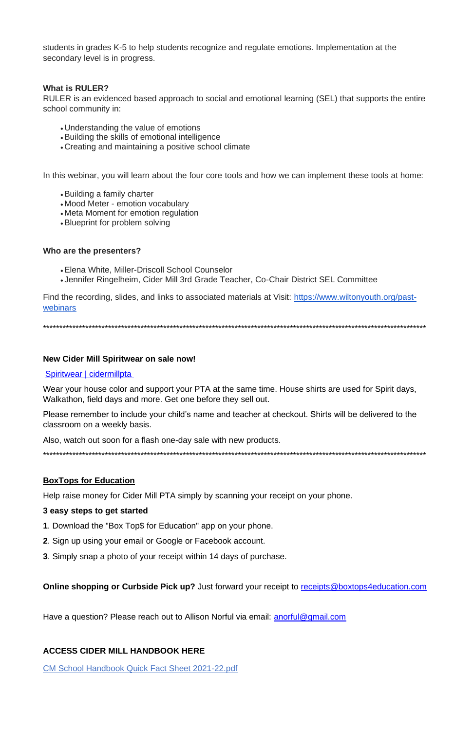students in grades K-5 to help students recognize and regulate emotions. Implementation at the secondary level is in progress.

**What is RULER?**
RULER is an evidenced based approach to social and emotional learning (SEL) that supports the entire school community in:

- Understanding the value of emotions
- Building the skills of emotional intelligence
- Creating and maintaining a positive school climate

In this webinar, you will learn about the four core tools and how we can implement these tools at home:

- Building a family charter
- Mood Meter - emotion vocabulary
- Meta Moment for emotion regulation
- Blueprint for problem solving

**Who are the presenters?**

- Elena White, Miller-Driscoll School Counselor
- Jennifer Ringelheim, Cider Mill 3rd Grade Teacher, Co-Chair District SEL Committee

Find the recording, slides, and links to associated materials at Visit: [https://www.wiltonyouth.org/past-webinars](https://www.wiltonyouth.org/past-webinars)

*****************************************************************************************************************

**New Cider Mill Spiritwear on sale now!**

[Spiritwear | cidermillpta](#)

Wear your house color and support your PTA at the same time. House shirts are used for Spirit days, Walkathon, field days and more. Get one before they sell out.

Please remember to include your child's name and teacher at checkout. Shirts will be delivered to the classroom on a weekly basis.

Also, watch out soon for a flash one-day sale with new products.

*****************************************************************************************************************

**BoxTops for Education**

Help raise money for Cider Mill PTA simply by scanning your receipt on your phone.

**3 easy steps to get started**

**1**. Download the "Box Top$ for Education" app on your phone.

**2**. Sign up using your email or Google or Facebook account.

**3**. Simply snap a photo of your receipt within 14 days of purchase.

**Online shopping or Curbside Pick up?** Just forward your receipt to [receipts@boxtops4education.com](mailto:receipts@boxtops4education.com)

Have a question? Please reach out to Allison Norful via email: [anorful@gmail.com](mailto:anorful@gmail.com)

**ACCESS CIDER MILL HANDBOOK HERE**

[CM School Handbook Quick Fact Sheet 2021-22.pdf](#)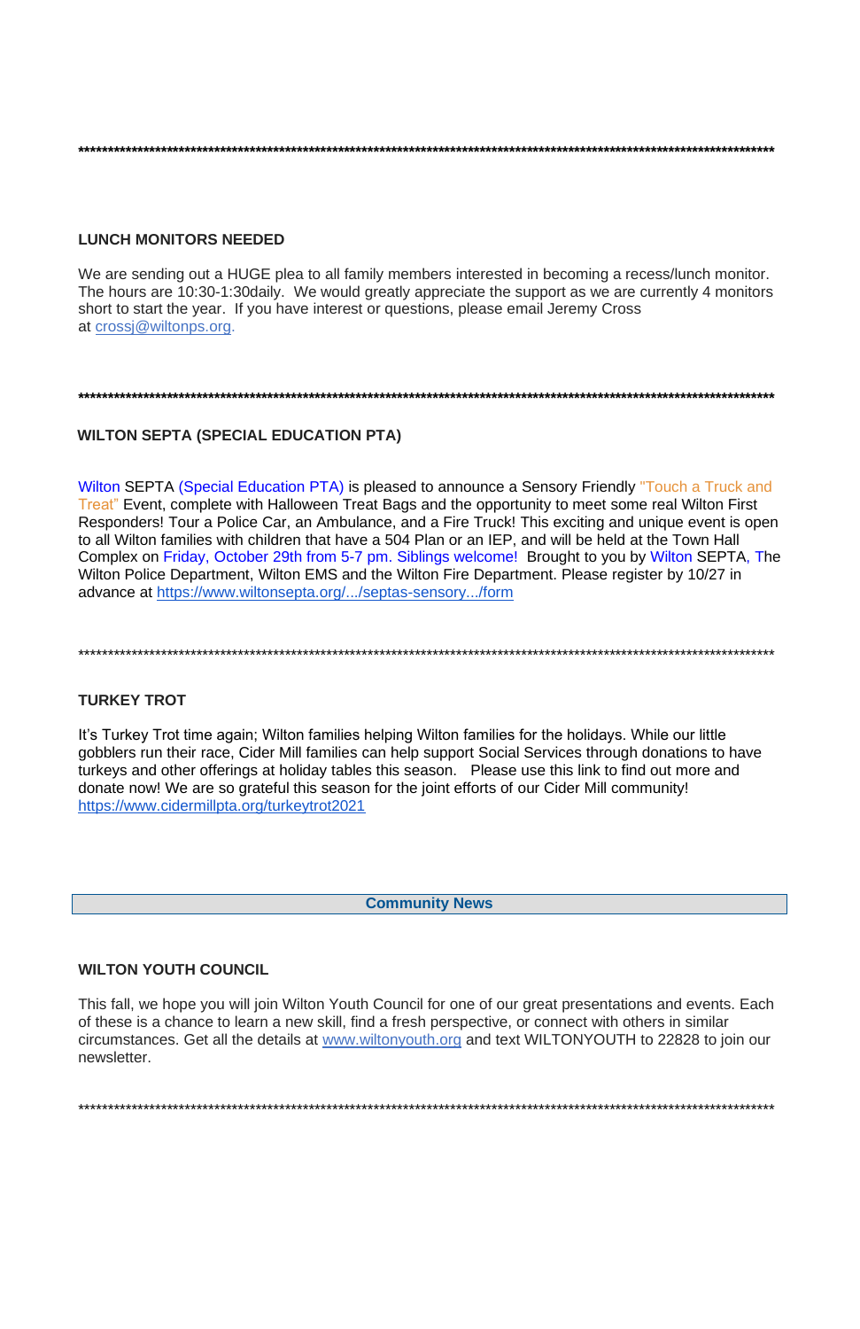******************************************************************************************************************

## LUNCH MONITORS NEEDED

We are sending out a HUGE plea to all family members interested in becoming a recess/lunch monitor. The hours are 10:30-1:30daily. We would greatly appreciate the support as we are currently 4 monitors short to start the year. If you have interest or questions, please email Jeremy Cross at crossj@wiltonps.org.

******************************************************************************************************************

## WILTON SEPTA (SPECIAL EDUCATION PTA)

Wilton SEPTA (Special Education PTA) is pleased to announce a Sensory Friendly "Touch a Truck and Treat" Event, complete with Halloween Treat Bags and the opportunity to meet some real Wilton First Responders! Tour a Police Car, an Ambulance, and a Fire Truck! This exciting and unique event is open to all Wilton families with children that have a 504 Plan or an IEP, and will be held at the Town Hall Complex on Friday, October 29th from 5-7 pm. Siblings welcome! Brought to you by Wilton SEPTA, The Wilton Police Department, Wilton EMS and the Wilton Fire Department. Please register by 10/27 in advance at https://www.wiltonsepta.org/.../septas-sensory.../form

******************************************************************************************************************

## TURKEY TROT

It's Turkey Trot time again; Wilton families helping Wilton families for the holidays. While our little gobblers run their race, Cider Mill families can help support Social Services through donations to have turkeys and other offerings at holiday tables this season. Please use this link to find out more and donate now! We are so grateful this season for the joint efforts of our Cider Mill community!
https://www.cidermillpta.org/turkeytrot2021

# Community News

## WILTON YOUTH COUNCIL

This fall, we hope you will join Wilton Youth Council for one of our great presentations and events. Each of these is a chance to learn a new skill, find a fresh perspective, or connect with others in similar circumstances. Get all the details at www.wiltonyouth.org and text WILTONYOUTH to 22828 to join our newsletter.

******************************************************************************************************************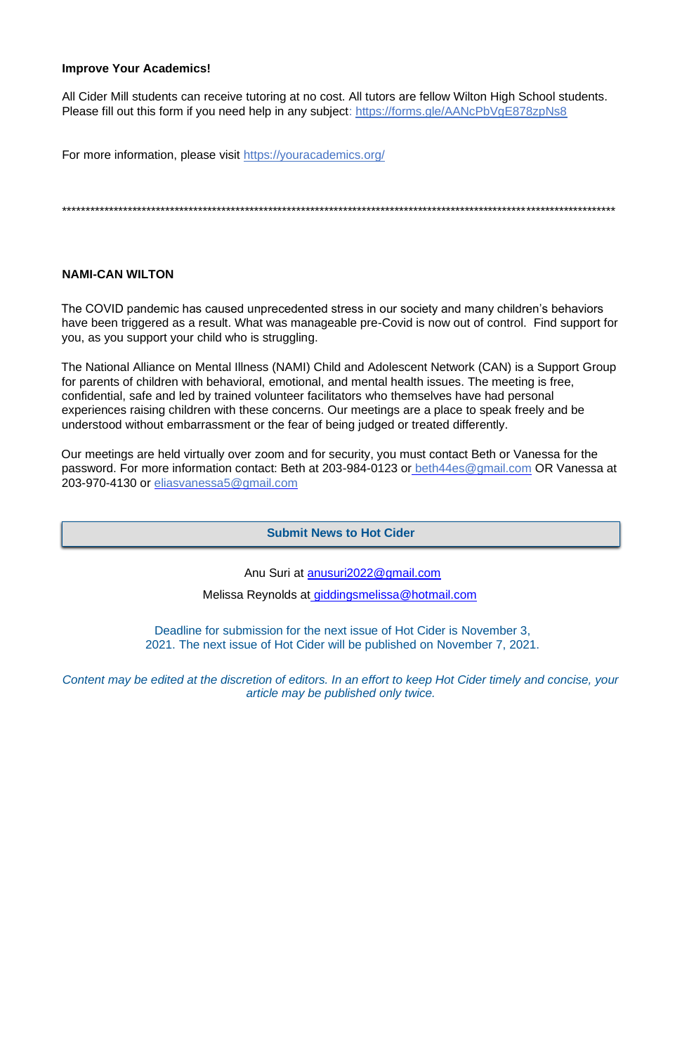**Improve Your Academics!**

All Cider Mill students can receive tutoring at no cost. All tutors are fellow Wilton High School students. Please fill out this form if you need help in any subject: https://forms.gle/AANcPbVgE878zpNs8

For more information, please visit https://youracademics.org/

****************************************************************************************************************

**NAMI-CAN WILTON**

The COVID pandemic has caused unprecedented stress in our society and many children's behaviors have been triggered as a result. What was manageable pre-Covid is now out of control. Find support for you, as you support your child who is struggling.

The National Alliance on Mental Illness (NAMI) Child and Adolescent Network (CAN) is a Support Group for parents of children with behavioral, emotional, and mental health issues. The meeting is free, confidential, safe and led by trained volunteer facilitators who themselves have had personal experiences raising children with these concerns. Our meetings are a place to speak freely and be understood without embarrassment or the fear of being judged or treated differently.

Our meetings are held virtually over zoom and for security, you must contact Beth or Vanessa for the password. For more information contact: Beth at 203-984-0123 or beth44es@gmail.com OR Vanessa at 203-970-4130 or eliasvanessa5@gmail.com

**Submit News to Hot Cider**

Anu Suri at anusuri2022@gmail.com

Melissa Reynolds at giddingsmelissa@hotmail.com

Deadline for submission for the next issue of Hot Cider is November 3, 2021. The next issue of Hot Cider will be published on November 7, 2021.

*Content may be edited at the discretion of editors. In an effort to keep Hot Cider timely and concise, your article may be published only twice.*